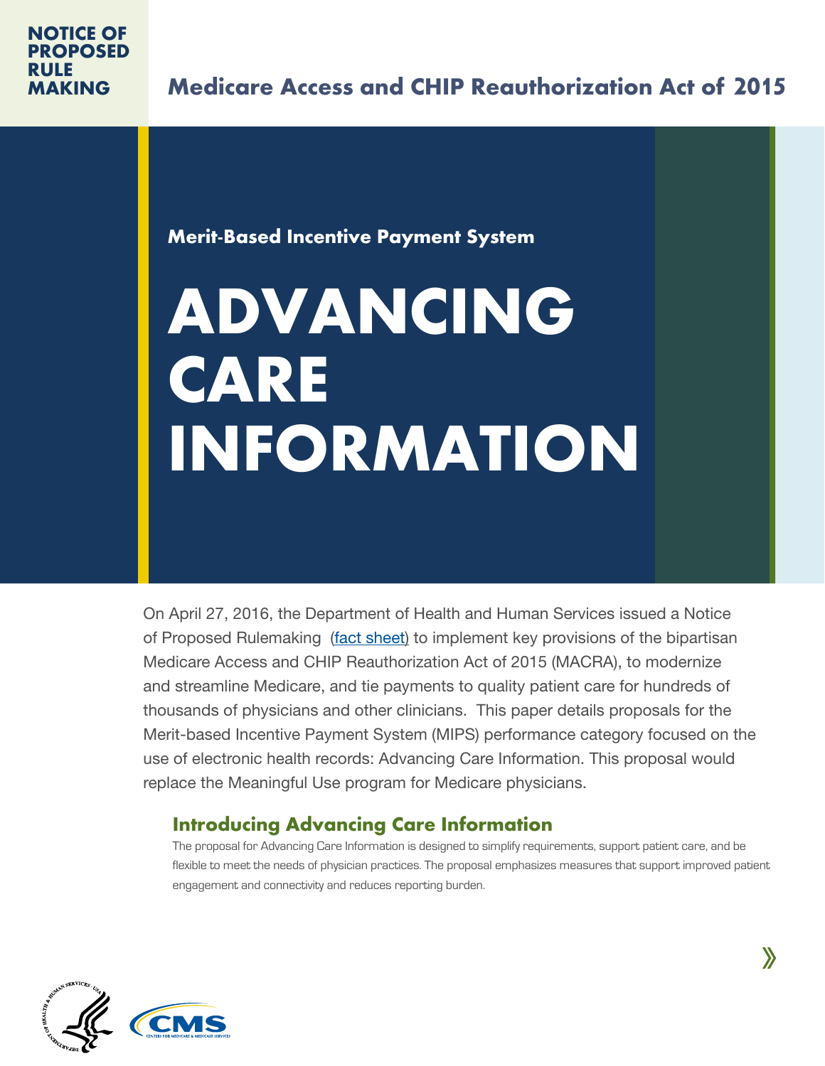NOTICE OF PROPOSED RULE MAKING

**Medicare Access and CHIP Reauthorization Act of 2015**

**Merit-Based Incentive Payment System**

# ADVANCING CARE INFORMATION

On April 27, 2016, the Department of Health and Human Services issued a Notice of Proposed Rulemaking (fact sheet) to implement key provisions of the bipartisan Medicare Access and CHIP Reauthorization Act of 2015 (MACRA), to modernize and streamline Medicare, and tie payments to quality patient care for hundreds of thousands of physicians and other clinicians. This paper details proposals for the Merit-based Incentive Payment System (MIPS) performance category focused on the use of electronic health records: Advancing Care Information. This proposal would replace the Meaningful Use program for Medicare physicians.

## Introducing Advancing Care Information

The proposal for Advancing Care Information is designed to simplify requirements, support patient care, and be flexible to meet the needs of physician practices. The proposal emphasizes measures that support improved patient engagement and connectivity and reduces reporting burden.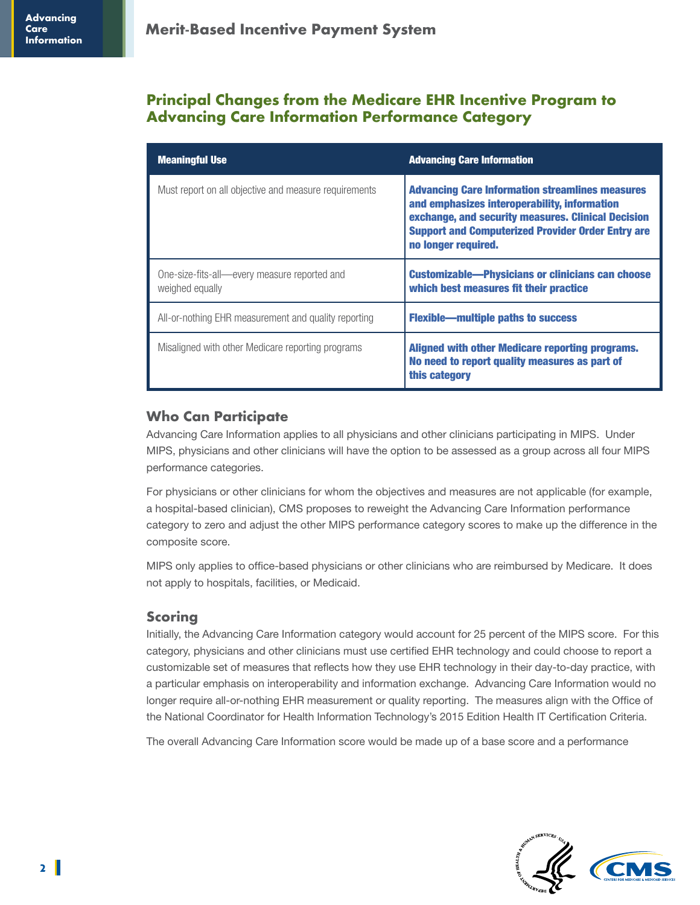## Principal Changes from the Medicare EHR Incentive Program to Advancing Care Information Performance Category

| Meaningful Use | Advancing Care Information |
|---|---|
| Must report on all objective and measure requirements | **Advancing Care Information streamlines measures and emphasizes interoperability, information exchange, and security measures. Clinical Decision Support and Computerized Provider Order Entry are no longer required.** |
| One-size-fits-all—every measure reported and weighed equally | **Customizable—Physicians or clinicians can choose which best measures fit their practice** |
| All-or-nothing EHR measurement and quality reporting | **Flexible—multiple paths to success** |
| Misaligned with other Medicare reporting programs | **Aligned with other Medicare reporting programs. No need to report quality measures as part of this category** |

### Who Can Participate

Advancing Care Information applies to all physicians and other clinicians participating in MIPS. Under MIPS, physicians and other clinicians will have the option to be assessed as a group across all four MIPS performance categories.

For physicians or other clinicians for whom the objectives and measures are not applicable (for example, a hospital-based clinician), CMS proposes to reweight the Advancing Care Information performance category to zero and adjust the other MIPS performance category scores to make up the difference in the composite score.

MIPS only applies to office-based physicians or other clinicians who are reimbursed by Medicare. It does not apply to hospitals, facilities, or Medicaid.

### Scoring

Initially, the Advancing Care Information category would account for 25 percent of the MIPS score. For this category, physicians and other clinicians must use certified EHR technology and could choose to report a customizable set of measures that reflects how they use EHR technology in their day-to-day practice, with a particular emphasis on interoperability and information exchange. Advancing Care Information would no longer require all-or-nothing EHR measurement or quality reporting. The measures align with the Office of the National Coordinator for Health Information Technology's 2015 Edition Health IT Certification Criteria.

The overall Advancing Care Information score would be made up of a base score and a performance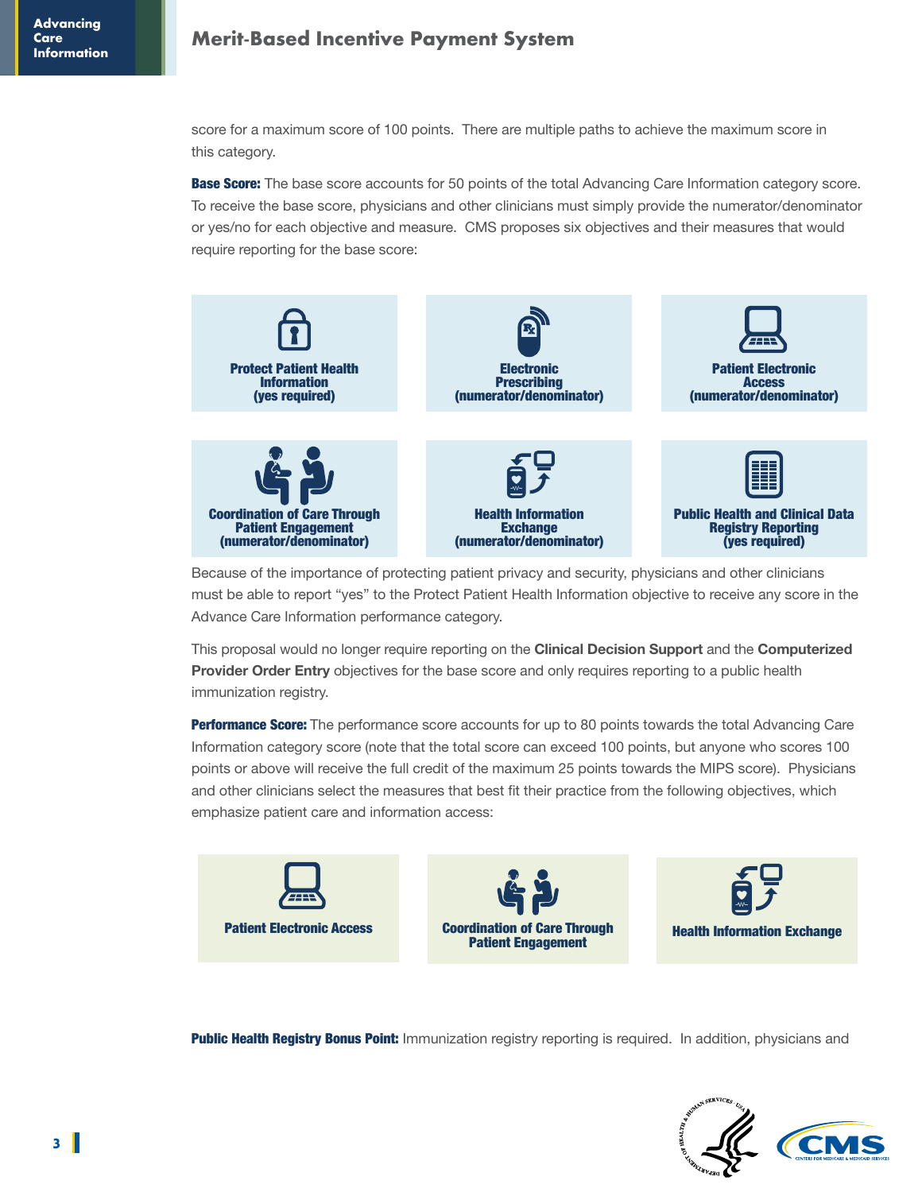score for a maximum score of 100 points.  There are multiple paths to achieve the maximum score in this category.

**Base Score:** The base score accounts for 50 points of the total Advancing Care Information category score. To receive the base score, physicians and other clinicians must simply provide the numerator/denominator or yes/no for each objective and measure.  CMS proposes six objectives and their measures that would require reporting for the base score:

- **Protect Patient Health Information (yes required)**
- **Electronic Prescribing (numerator/denominator)**
- **Patient Electronic Access (numerator/denominator)**
- **Coordination of Care Through Patient Engagement (numerator/denominator)**
- **Health Information Exchange (numerator/denominator)**
- **Public Health and Clinical Data Registry Reporting (yes required)**

Because of the importance of protecting patient privacy and security, physicians and other clinicians must be able to report "yes" to the Protect Patient Health Information objective to receive any score in the Advance Care Information performance category.

This proposal would no longer require reporting on the **Clinical Decision Support** and the **Computerized Provider Order Entry** objectives for the base score and only requires reporting to a public health immunization registry.

**Performance Score:** The performance score accounts for up to 80 points towards the total Advancing Care Information category score (note that the total score can exceed 100 points, but anyone who scores 100 points or above will receive the full credit of the maximum 25 points towards the MIPS score).  Physicians and other clinicians select the measures that best fit their practice from the following objectives, which emphasize patient care and information access:

- **Patient Electronic Access**
- **Coordination of Care Through Patient Engagement**
- **Health Information Exchange**

**Public Health Registry Bonus Point:** Immunization registry reporting is required.  In addition, physicians and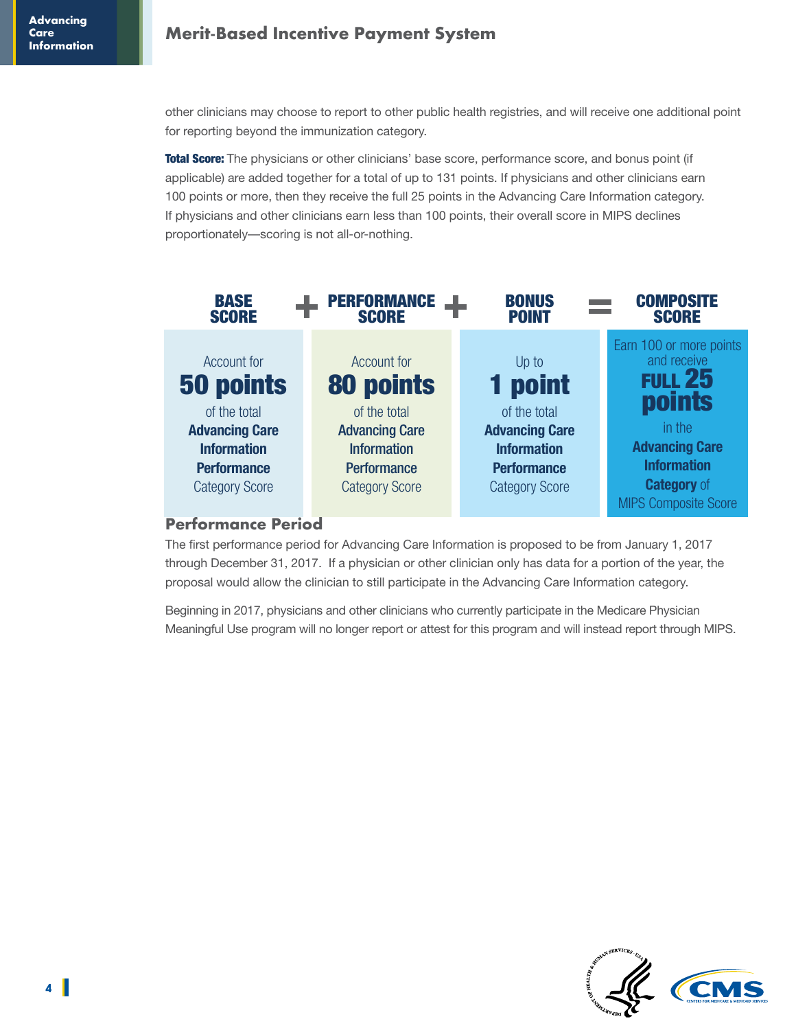other clinicians may choose to report to other public health registries, and will receive one additional point for reporting beyond the immunization category.

**Total Score:** The physicians or other clinicians' base score, performance score, and bonus point (if applicable) are added together for a total of up to 131 points. If physicians and other clinicians earn 100 points or more, then they receive the full 25 points in the Advancing Care Information category. If physicians and other clinicians earn less than 100 points, their overall score in MIPS declines proportionately—scoring is not all-or-nothing.

| BASE SCORE | + | PERFORMANCE SCORE | + | BONUS POINT | = | COMPOSITE SCORE |
|---|---|---|---|---|---|---|
| Account for **50 points** of the total **Advancing Care Information Performance** Category Score | | Account for **80 points** of the total **Advancing Care Information Performance** Category Score | | Up to **1 point** of the total **Advancing Care Information Performance** Category Score | | Earn 100 or more points and receive **FULL 25 points** in the **Advancing Care Information Category** of MIPS Composite Score |

## Performance Period

The first performance period for Advancing Care Information is proposed to be from January 1, 2017 through December 31, 2017. If a physician or other clinician only has data for a portion of the year, the proposal would allow the clinician to still participate in the Advancing Care Information category.

Beginning in 2017, physicians and other clinicians who currently participate in the Medicare Physician Meaningful Use program will no longer report or attest for this program and will instead report through MIPS.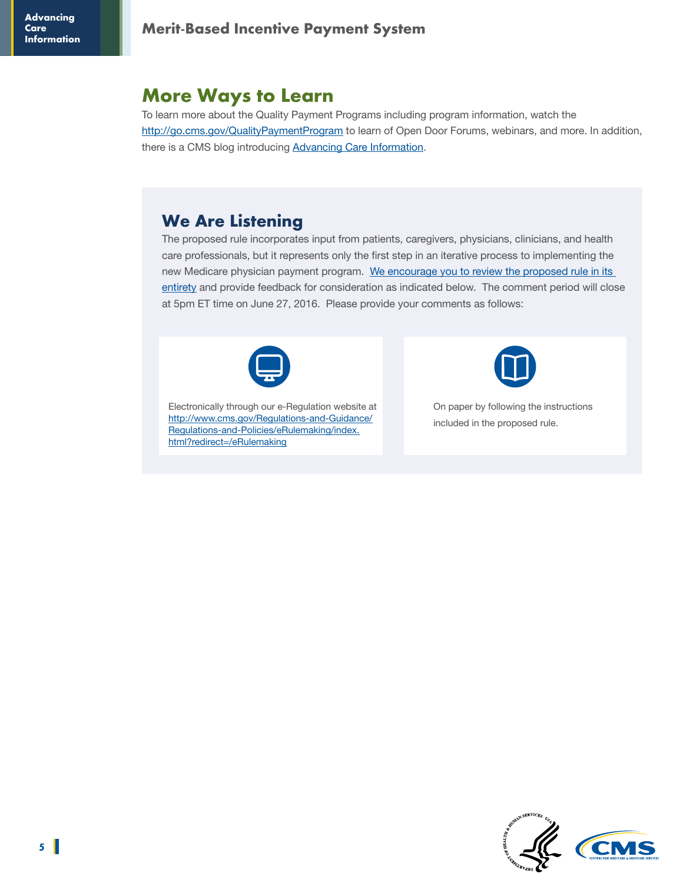## More Ways to Learn

To learn more about the Quality Payment Programs including program information, watch the http://go.cms.gov/QualityPaymentProgram to learn of Open Door Forums, webinars, and more. In addition, there is a CMS blog introducing Advancing Care Information.

### We Are Listening

The proposed rule incorporates input from patients, caregivers, physicians, clinicians, and health care professionals, but it represents only the first step in an iterative process to implementing the new Medicare physician payment program. We encourage you to review the proposed rule in its entirety and provide feedback for consideration as indicated below. The comment period will close at 5pm ET time on June 27, 2016. Please provide your comments as follows:

- Electronically through our e-Regulation website at http://www.cms.gov/Regulations-and-Guidance/Regulations-and-Policies/eRulemaking/index.html?redirect=/eRulemaking
- On paper by following the instructions included in the proposed rule.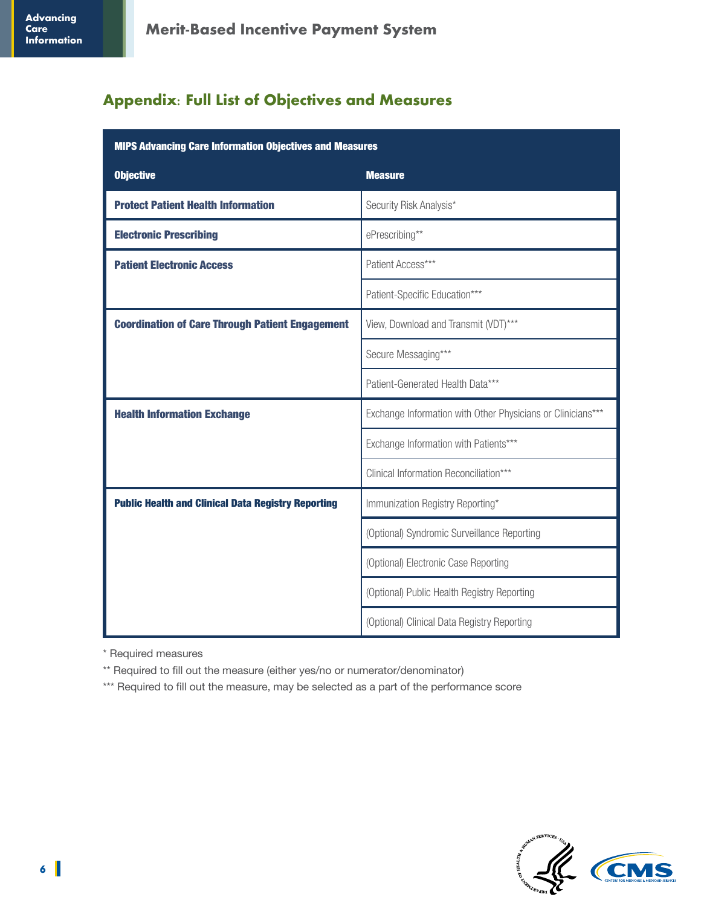## Appendix: Full List of Objectives and Measures

| MIPS Advancing Care Information Objectives and Measures | |
|---|---|
| **Objective** | **Measure** |
| **Protect Patient Health Information** | Security Risk Analysis* |
| **Electronic Prescribing** | ePrescribing** |
| **Patient Electronic Access** | Patient Access*** |
| | Patient-Specific Education*** |
| **Coordination of Care Through Patient Engagement** | View, Download and Transmit (VDT)*** |
| | Secure Messaging*** |
| | Patient-Generated Health Data*** |
| **Health Information Exchange** | Exchange Information with Other Physicians or Clinicians*** |
| | Exchange Information with Patients*** |
| | Clinical Information Reconciliation*** |
| **Public Health and Clinical Data Registry Reporting** | Immunization Registry Reporting* |
| | (Optional) Syndromic Surveillance Reporting |
| | (Optional) Electronic Case Reporting |
| | (Optional) Public Health Registry Reporting |
| | (Optional) Clinical Data Registry Reporting |

\* Required measures

** Required to fill out the measure (either yes/no or numerator/denominator)

*** Required to fill out the measure, may be selected as a part of the performance score